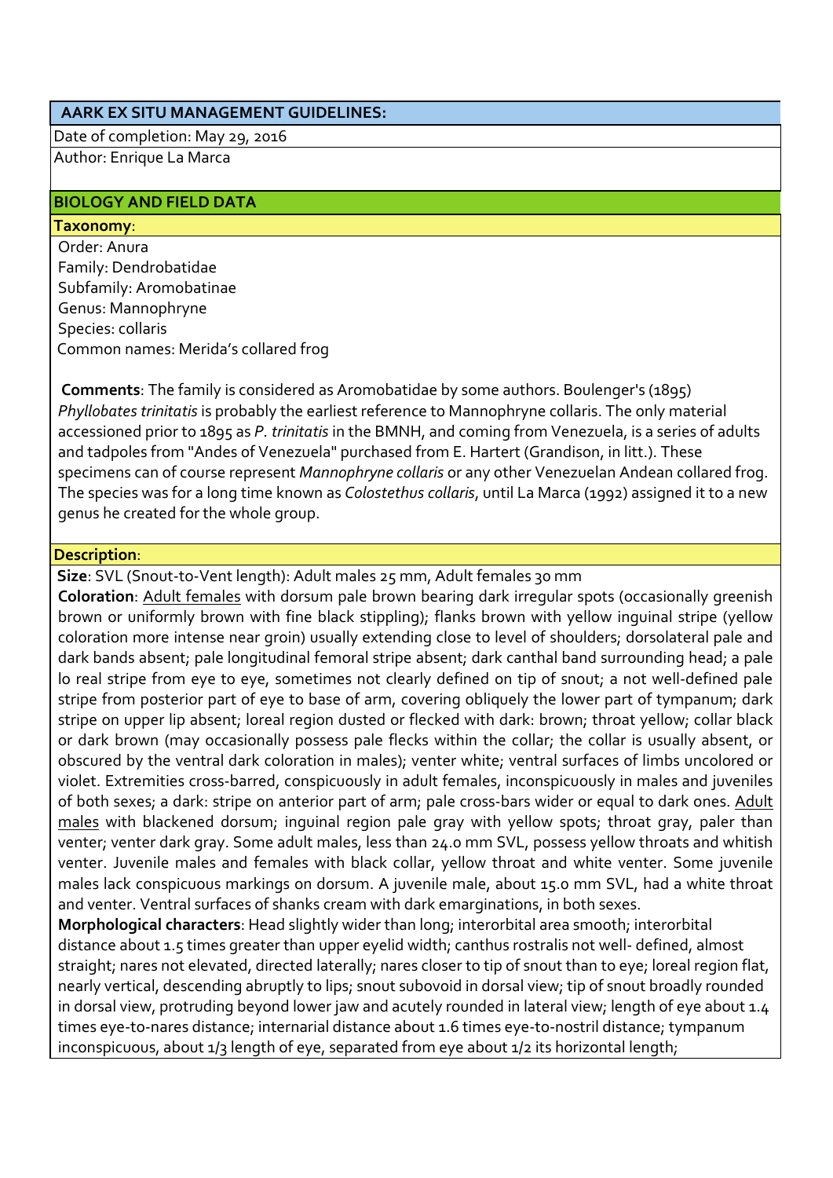## AARK EX SITU MANAGEMENT GUIDELINES:

Date of completion: May 29, 2016

Author: Enrique La Marca

## BIOLOGY AND FIELD DATA

### Taxonomy:

Order: Anura

Family: Dendrobatidae

Subfamily: Aromobatinae

Genus: Mannophryne

Species: collaris

Common names: Merida's collared frog

**Comments**: The family is considered as Aromobatidae by some authors. Boulenger's (1895) *Phyllobates trinitatis* is probably the earliest reference to Mannophryne collaris. The only material accessioned prior to 1895 as *P. trinitatis* in the BMNH, and coming from Venezuela, is a series of adults and tadpoles from "Andes of Venezuela" purchased from E. Hartert (Grandison, in litt.). These specimens can of course represent *Mannophryne collaris* or any other Venezuelan Andean collared frog. The species was for a long time known as *Colostethus collaris*, until La Marca (1992) assigned it to a new genus he created for the whole group.

### Description:

**Size**: SVL (Snout-to-Vent length): Adult males 25 mm, Adult females 30 mm

**Coloration**: Adult females with dorsum pale brown bearing dark irregular spots (occasionally greenish brown or uniformly brown with fine black stippling); flanks brown with yellow inguinal stripe (yellow coloration more intense near groin) usually extending close to level of shoulders; dorsolateral pale and dark bands absent; pale longitudinal femoral stripe absent; dark canthal band surrounding head; a pale lo real stripe from eye to eye, sometimes not clearly defined on tip of snout; a not well-defined pale stripe from posterior part of eye to base of arm, covering obliquely the lower part of tympanum; dark stripe on upper lip absent; loreal region dusted or flecked with dark: brown; throat yellow; collar black or dark brown (may occasionally possess pale flecks within the collar; the collar is usually absent, or obscured by the ventral dark coloration in males); venter white; ventral surfaces of limbs uncolored or violet. Extremities cross-barred, conspicuously in adult females, inconspicuously in males and juveniles of both sexes; a dark: stripe on anterior part of arm; pale cross-bars wider or equal to dark ones. Adult males with blackened dorsum; inguinal region pale gray with yellow spots; throat gray, paler than venter; venter dark gray. Some adult males, less than 24.0 mm SVL, possess yellow throats and whitish venter. Juvenile males and females with black collar, yellow throat and white venter. Some juvenile males lack conspicuous markings on dorsum. A juvenile male, about 15.0 mm SVL, had a white throat and venter. Ventral surfaces of shanks cream with dark emarginations, in both sexes.

**Morphological characters**: Head slightly wider than long; interorbital area smooth; interorbital distance about 1.5 times greater than upper eyelid width; canthus rostralis not well- defined, almost straight; nares not elevated, directed laterally; nares closer to tip of snout than to eye; loreal region flat, nearly vertical, descending abruptly to lips; snout subovoid in dorsal view; tip of snout broadly rounded in dorsal view, protruding beyond lower jaw and acutely rounded in lateral view; length of eye about 1.4 times eye-to-nares distance; internarial distance about 1.6 times eye-to-nostril distance; tympanum inconspicuous, about 1/3 length of eye, separated from eye about 1/2 its horizontal length;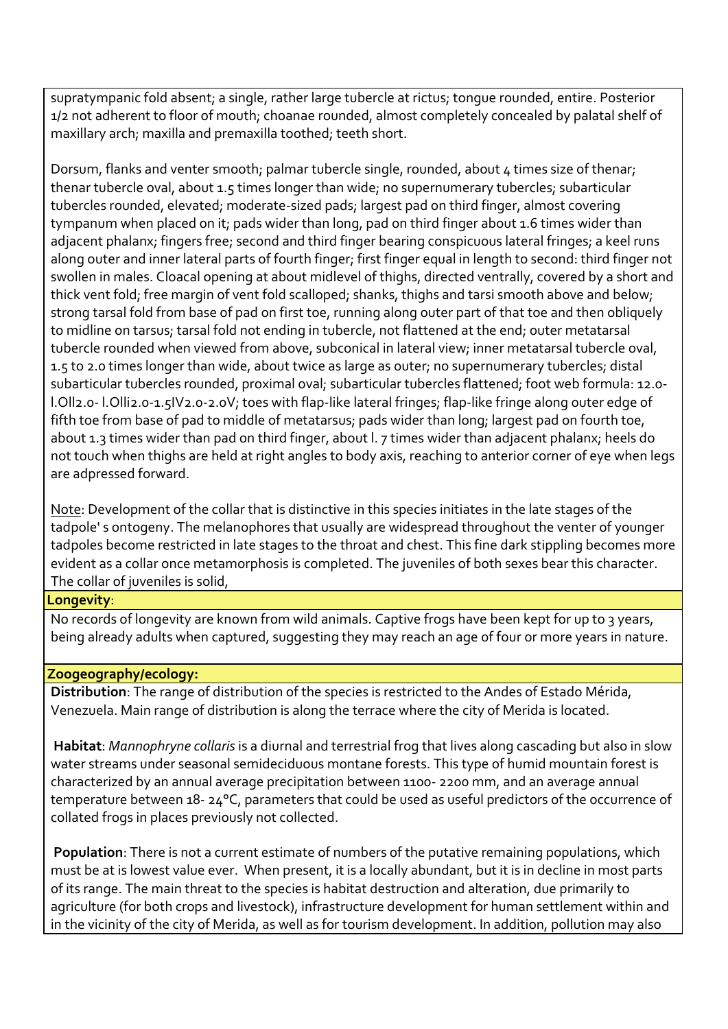supratympanic fold absent; a single, rather large tubercle at rictus; tongue rounded, entire. Posterior 1/2 not adherent to floor of mouth; choanae rounded, almost completely concealed by palatal shelf of maxillary arch; maxilla and premaxilla toothed; teeth short.

Dorsum, flanks and venter smooth; palmar tubercle single, rounded, about 4 times size of thenar; thenar tubercle oval, about 1.5 times longer than wide; no supernumerary tubercles; subarticular tubercles rounded, elevated; moderate-sized pads; largest pad on third finger, almost covering tympanum when placed on it; pads wider than long, pad on third finger about 1.6 times wider than adjacent phalanx; fingers free; second and third finger bearing conspicuous lateral fringes; a keel runs along outer and inner lateral parts of fourth finger; first finger equal in length to second: third finger not swollen in males. Cloacal opening at about midlevel of thighs, directed ventrally, covered by a short and thick vent fold; free margin of vent fold scalloped; shanks, thighs and tarsi smooth above and below; strong tarsal fold from base of pad on first toe, running along outer part of that toe and then obliquely to midline on tarsus; tarsal fold not ending in tubercle, not flattened at the end; outer metatarsal tubercle rounded when viewed from above, subconical in lateral view; inner metatarsal tubercle oval, 1.5 to 2.0 times longer than wide, about twice as large as outer; no supernumerary tubercles; distal subarticular tubercles rounded, proximal oval; subarticular tubercles flattened; foot web formula: 12.0-l.Oll2.0- l.Olli2.0-1.5IV2.0-2.0V; toes with flap-like lateral fringes; flap-like fringe along outer edge of fifth toe from base of pad to middle of metatarsus; pads wider than long; largest pad on fourth toe, about 1.3 times wider than pad on third finger, about l. 7 times wider than adjacent phalanx; heels do not touch when thighs are held at right angles to body axis, reaching to anterior corner of eye when legs are adpressed forward.

Note: Development of the collar that is distinctive in this species initiates in the late stages of the tadpole' s ontogeny. The melanophores that usually are widespread throughout the venter of younger tadpoles become restricted in late stages to the throat and chest. This fine dark stippling becomes more evident as a collar once metamorphosis is completed. The juveniles of both sexes bear this character. The collar of juveniles is solid,

**Longevity**:

No records of longevity are known from wild animals. Captive frogs have been kept for up to 3 years, being already adults when captured, suggesting they may reach an age of four or more years in nature.

**Zoogeography/ecology:**

**Distribution**: The range of distribution of the species is restricted to the Andes of Estado Mérida, Venezuela. Main range of distribution is along the terrace where the city of Merida is located.

**Habitat**: *Mannophryne collaris* is a diurnal and terrestrial frog that lives along cascading but also in slow water streams under seasonal semideciduous montane forests. This type of humid mountain forest is characterized by an annual average precipitation between 1100- 2200 mm, and an average annual temperature between 18- 24°C, parameters that could be used as useful predictors of the occurrence of collated frogs in places previously not collected.

**Population**: There is not a current estimate of numbers of the putative remaining populations, which must be at is lowest value ever. When present, it is a locally abundant, but it is in decline in most parts of its range. The main threat to the species is habitat destruction and alteration, due primarily to agriculture (for both crops and livestock), infrastructure development for human settlement within and in the vicinity of the city of Merida, as well as for tourism development. In addition, pollution may also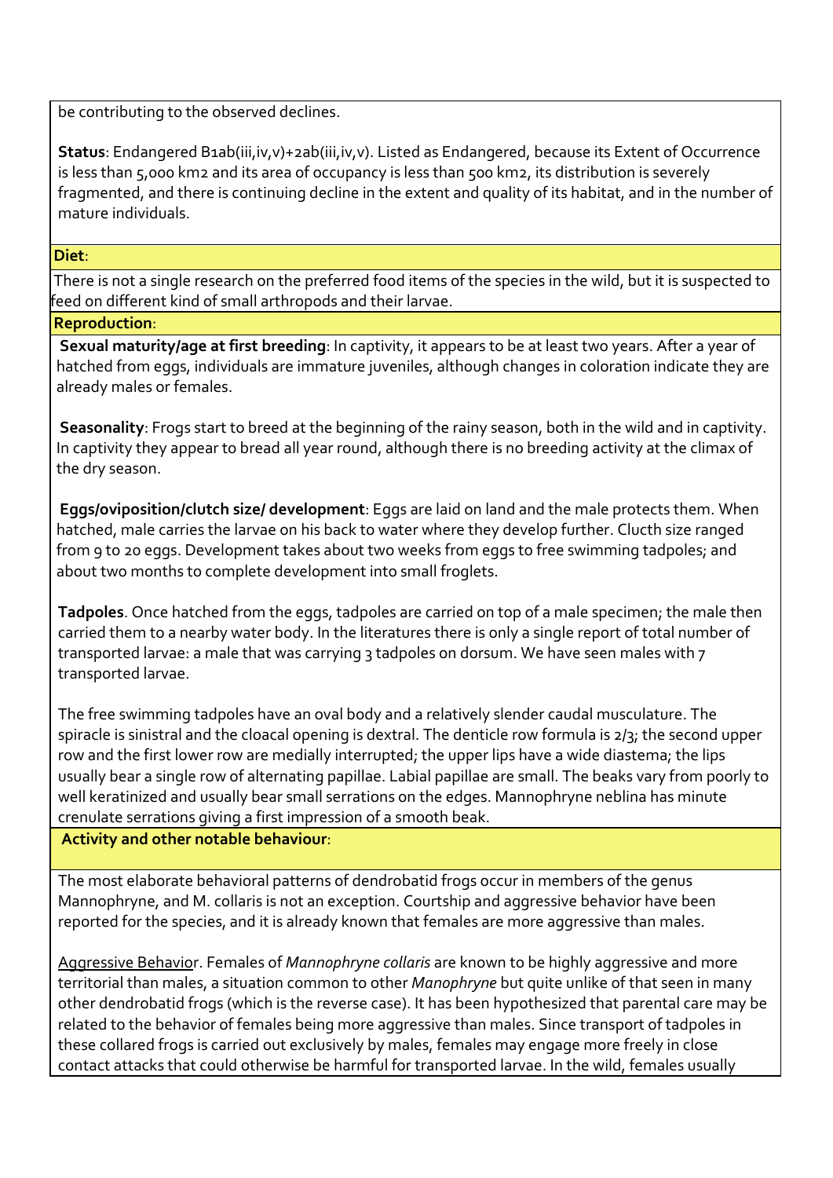be contributing to the observed declines.

**Status**: Endangered B1ab(iii,iv,v)+2ab(iii,iv,v). Listed as Endangered, because its Extent of Occurrence is less than 5,000 km2 and its area of occupancy is less than 500 km2, its distribution is severely fragmented, and there is continuing decline in the extent and quality of its habitat, and in the number of mature individuals.

**Diet**:

There is not a single research on the preferred food items of the species in the wild, but it is suspected to feed on different kind of small arthropods and their larvae.

**Reproduction**:

**Sexual maturity/age at first breeding**: In captivity, it appears to be at least two years. After a year of hatched from eggs, individuals are immature juveniles, although changes in coloration indicate they are already males or females.

**Seasonality**: Frogs start to breed at the beginning of the rainy season, both in the wild and in captivity. In captivity they appear to bread all year round, although there is no breeding activity at the climax of the dry season.

**Eggs/oviposition/clutch size/ development**: Eggs are laid on land and the male protects them. When hatched, male carries the larvae on his back to water where they develop further. Clucth size ranged from 9 to 20 eggs. Development takes about two weeks from eggs to free swimming tadpoles; and about two months to complete development into small froglets.

**Tadpoles**. Once hatched from the eggs, tadpoles are carried on top of a male specimen; the male then carried them to a nearby water body. In the literatures there is only a single report of total number of transported larvae: a male that was carrying 3 tadpoles on dorsum. We have seen males with 7 transported larvae.

The free swimming tadpoles have an oval body and a relatively slender caudal musculature. The spiracle is sinistral and the cloacal opening is dextral. The denticle row formula is 2/3; the second upper row and the first lower row are medially interrupted; the upper lips have a wide diastema; the lips usually bear a single row of alternating papillae. Labial papillae are small. The beaks vary from poorly to well keratinized and usually bear small serrations on the edges. Mannophryne neblina has minute crenulate serrations giving a first impression of a smooth beak.

**Activity and other notable behaviour**:

The most elaborate behavioral patterns of dendrobatid frogs occur in members of the genus Mannophryne, and M. collaris is not an exception. Courtship and aggressive behavior have been reported for the species, and it is already known that females are more aggressive than males.

Aggressive Behavior. Females of *Mannophryne collaris* are known to be highly aggressive and more territorial than males, a situation common to other *Manophryne* but quite unlike of that seen in many other dendrobatid frogs (which is the reverse case). It has been hypothesized that parental care may be related to the behavior of females being more aggressive than males. Since transport of tadpoles in these collared frogs is carried out exclusively by males, females may engage more freely in close contact attacks that could otherwise be harmful for transported larvae. In the wild, females usually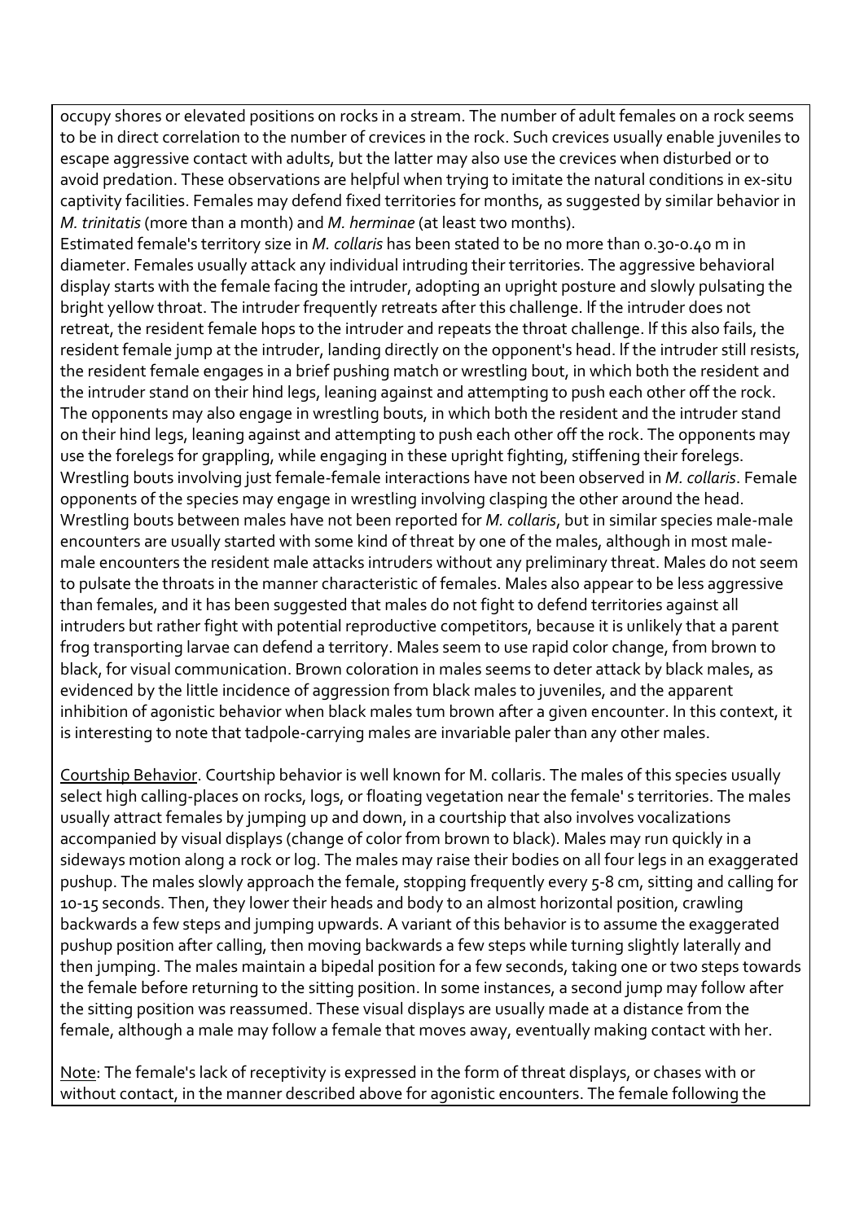occupy shores or elevated positions on rocks in a stream. The number of adult females on a rock seems to be in direct correlation to the number of crevices in the rock. Such crevices usually enable juveniles to escape aggressive contact with adults, but the latter may also use the crevices when disturbed or to avoid predation. These observations are helpful when trying to imitate the natural conditions in ex-situ captivity facilities. Females may defend fixed territories for months, as suggested by similar behavior in *M. trinitatis* (more than a month) and *M. herminae* (at least two months).

Estimated female's territory size in *M. collaris* has been stated to be no more than 0.30-0.40 m in diameter. Females usually attack any individual intruding their territories. The aggressive behavioral display starts with the female facing the intruder, adopting an upright posture and slowly pulsating the bright yellow throat. The intruder frequently retreats after this challenge. If the intruder does not retreat, the resident female hops to the intruder and repeats the throat challenge. If this also fails, the resident female jump at the intruder, landing directly on the opponent's head. If the intruder still resists, the resident female engages in a brief pushing match or wrestling bout, in which both the resident and the intruder stand on their hind legs, leaning against and attempting to push each other off the rock. The opponents may also engage in wrestling bouts, in which both the resident and the intruder stand on their hind legs, leaning against and attempting to push each other off the rock. The opponents may use the forelegs for grappling, while engaging in these upright fighting, stiffening their forelegs. Wrestling bouts involving just female-female interactions have not been observed in *M. collaris*. Female opponents of the species may engage in wrestling involving clasping the other around the head. Wrestling bouts between males have not been reported for *M. collaris*, but in similar species male-male encounters are usually started with some kind of threat by one of the males, although in most male-male encounters the resident male attacks intruders without any preliminary threat. Males do not seem to pulsate the throats in the manner characteristic of females. Males also appear to be less aggressive than females, and it has been suggested that males do not fight to defend territories against all intruders but rather fight with potential reproductive competitors, because it is unlikely that a parent frog transporting larvae can defend a territory. Males seem to use rapid color change, from brown to black, for visual communication. Brown coloration in males seems to deter attack by black males, as evidenced by the little incidence of aggression from black males to juveniles, and the apparent inhibition of agonistic behavior when black males tum brown after a given encounter. In this context, it is interesting to note that tadpole-carrying males are invariable paler than any other males.

Courtship Behavior. Courtship behavior is well known for M. collaris. The males of this species usually select high calling-places on rocks, logs, or floating vegetation near the female' s territories. The males usually attract females by jumping up and down, in a courtship that also involves vocalizations accompanied by visual displays (change of color from brown to black). Males may run quickly in a sideways motion along a rock or log. The males may raise their bodies on all four legs in an exaggerated pushup. The males slowly approach the female, stopping frequently every 5-8 cm, sitting and calling for 10-15 seconds. Then, they lower their heads and body to an almost horizontal position, crawling backwards a few steps and jumping upwards. A variant of this behavior is to assume the exaggerated pushup position after calling, then moving backwards a few steps while turning slightly laterally and then jumping. The males maintain a bipedal position for a few seconds, taking one or two steps towards the female before returning to the sitting position. In some instances, a second jump may follow after the sitting position was reassumed. These visual displays are usually made at a distance from the female, although a male may follow a female that moves away, eventually making contact with her.

Note: The female's lack of receptivity is expressed in the form of threat displays, or chases with or without contact, in the manner described above for agonistic encounters. The female following the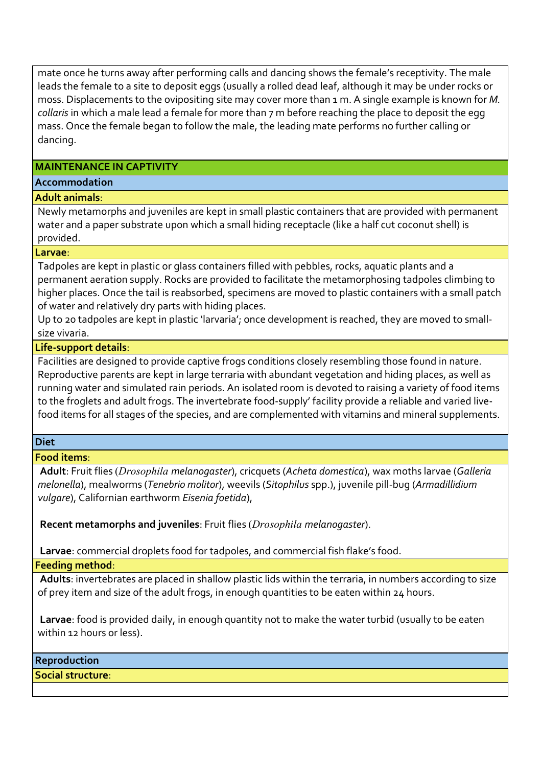mate once he turns away after performing calls and dancing shows the female's receptivity. The male leads the female to a site to deposit eggs (usually a rolled dead leaf, although it may be under rocks or moss. Displacements to the ovipositing site may cover more than 1 m. A single example is known for *M. collaris* in which a male lead a female for more than 7 m before reaching the place to deposit the egg mass. Once the female began to follow the male, the leading mate performs no further calling or dancing.

## MAINTENANCE IN CAPTIVITY

### Accommodation

**Adult animals**:

Newly metamorphs and juveniles are kept in small plastic containers that are provided with permanent water and a paper substrate upon which a small hiding receptacle (like a half cut coconut shell) is provided.

**Larvae**:

Tadpoles are kept in plastic or glass containers filled with pebbles, rocks, aquatic plants and a permanent aeration supply. Rocks are provided to facilitate the metamorphosing tadpoles climbing to higher places. Once the tail is reabsorbed, specimens are moved to plastic containers with a small patch of water and relatively dry parts with hiding places.

Up to 20 tadpoles are kept in plastic 'larvaria'; once development is reached, they are moved to small-size vivaria.

**Life-support details**:

Facilities are designed to provide captive frogs conditions closely resembling those found in nature. Reproductive parents are kept in large terraria with abundant vegetation and hiding places, as well as running water and simulated rain periods. An isolated room is devoted to raising a variety of food items to the froglets and adult frogs. The invertebrate food-supply' facility provide a reliable and varied live-food items for all stages of the species, and are complemented with vitamins and mineral supplements.

### Diet

**Food items**:

**Adult**: Fruit flies (*Drosophila melanogaster*), cricquets (*Acheta domestica*), wax moths larvae (*Galleria melonella*), mealworms (*Tenebrio molitor*), weevils (*Sitophilus* spp.), juvenile pill-bug (*Armadillidium vulgare*), Californian earthworm *Eisenia foetida*),

**Recent metamorphs and juveniles**: Fruit flies (*Drosophila melanogaster*).

**Larvae**: commercial droplets food for tadpoles, and commercial fish flake's food.

**Feeding method**:

**Adults**: invertebrates are placed in shallow plastic lids within the terraria, in numbers according to size of prey item and size of the adult frogs, in enough quantities to be eaten within 24 hours.

**Larvae**: food is provided daily, in enough quantity not to make the water turbid (usually to be eaten within 12 hours or less).

### Reproduction

**Social structure**: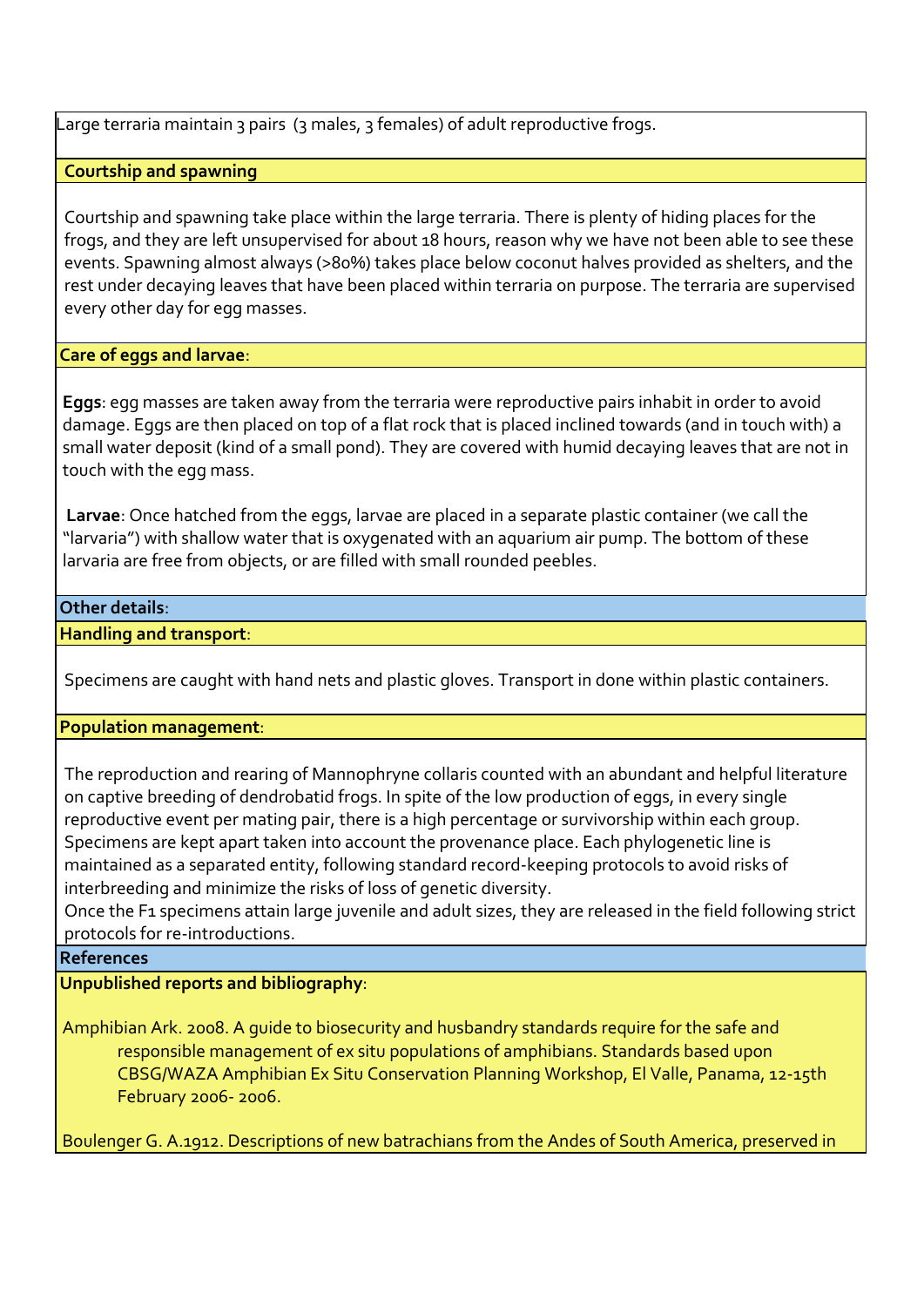Large terraria maintain 3 pairs (3 males, 3 females) of adult reproductive frogs.

**Courtship and spawning**

Courtship and spawning take place within the large terraria. There is plenty of hiding places for the frogs, and they are left unsupervised for about 18 hours, reason why we have not been able to see these events. Spawning almost always (>80%) takes place below coconut halves provided as shelters, and the rest under decaying leaves that have been placed within terraria on purpose. The terraria are supervised every other day for egg masses.

**Care of eggs and larvae**:

**Eggs**: egg masses are taken away from the terraria were reproductive pairs inhabit in order to avoid damage. Eggs are then placed on top of a flat rock that is placed inclined towards (and in touch with) a small water deposit (kind of a small pond). They are covered with humid decaying leaves that are not in touch with the egg mass.

**Larvae**: Once hatched from the eggs, larvae are placed in a separate plastic container (we call the "larvaria") with shallow water that is oxygenated with an aquarium air pump. The bottom of these larvaria are free from objects, or are filled with small rounded peebles.

**Other details**:

**Handling and transport**:

Specimens are caught with hand nets and plastic gloves. Transport in done within plastic containers.

**Population management**:

The reproduction and rearing of Mannophryne collaris counted with an abundant and helpful literature on captive breeding of dendrobatid frogs. In spite of the low production of eggs, in every single reproductive event per mating pair, there is a high percentage or survivorship within each group. Specimens are kept apart taken into account the provenance place. Each phylogenetic line is maintained as a separated entity, following standard record-keeping protocols to avoid risks of interbreeding and minimize the risks of loss of genetic diversity.
Once the F1 specimens attain large juvenile and adult sizes, they are released in the field following strict protocols for re-introductions.

**References**

**Unpublished reports and bibliography**:

Amphibian Ark. 2008. A guide to biosecurity and husbandry standards require for the safe and responsible management of ex situ populations of amphibians. Standards based upon CBSG/WAZA Amphibian Ex Situ Conservation Planning Workshop, El Valle, Panama, 12-15th February 2006- 2006.

Boulenger G. A.1912. Descriptions of new batrachians from the Andes of South America, preserved in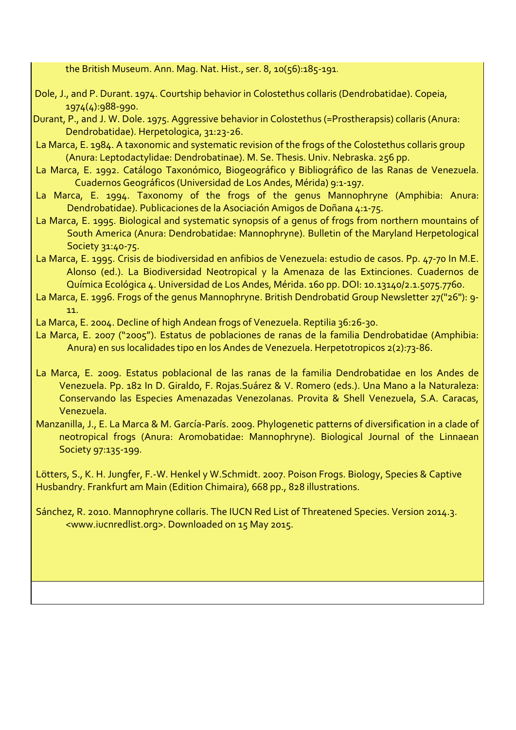the British Museum. Ann. Mag. Nat. Hist., ser. 8, 10(56):185-191.

Dole, J., and P. Durant. 1974. Courtship behavior in Colostethus collaris (Dendrobatidae). Copeia, 1974(4):988-990.

Durant, P., and J. W. Dole. 1975. Aggressive behavior in Colostethus (=Prostherapsis) collaris (Anura: Dendrobatidae). Herpetologica, 31:23-26.

La Marca, E. 1984. A taxonomic and systematic revision of the frogs of the Colostethus collaris group (Anura: Leptodactylidae: Dendrobatinae). M. Se. Thesis. Univ. Nebraska. 256 pp.

La Marca, E. 1992. Catálogo Taxonómico, Biogeográfico y Bibliográfico de las Ranas de Venezuela. Cuadernos Geográficos (Universidad de Los Andes, Mérida) 9:1-197.

La Marca, E. 1994. Taxonomy of the frogs of the genus Mannophryne (Amphibia: Anura: Dendrobatidae). Publicaciones de la Asociación Amigos de Doñana 4:1-75.

La Marca, E. 1995. Biological and systematic synopsis of a genus of frogs from northern mountains of South America (Anura: Dendrobatidae: Mannophryne). Bulletin of the Maryland Herpetological Society 31:40-75.

La Marca, E. 1995. Crisis de biodiversidad en anfibios de Venezuela: estudio de casos. Pp. 47-70 In M.E. Alonso (ed.). La Biodiversidad Neotropical y la Amenaza de las Extinciones. Cuadernos de Química Ecológica 4. Universidad de Los Andes, Mérida. 160 pp. DOI: 10.13140/2.1.5075.7760.

La Marca, E. 1996. Frogs of the genus Mannophryne. British Dendrobatid Group Newsletter 27("26"): 9-11.

La Marca, E. 2004. Decline of high Andean frogs of Venezuela. Reptilia 36:26-30.

La Marca, E. 2007 ("2005"). Estatus de poblaciones de ranas de la familia Dendrobatidae (Amphibia: Anura) en sus localidades tipo en los Andes de Venezuela. Herpetotropicos 2(2):73-86.

La Marca, E. 2009. Estatus poblacional de las ranas de la familia Dendrobatidae en los Andes de Venezuela. Pp. 182 In D. Giraldo, F. Rojas.Suárez & V. Romero (eds.). Una Mano a la Naturaleza: Conservando las Especies Amenazadas Venezolanas. Provita & Shell Venezuela, S.A. Caracas, Venezuela.

Manzanilla, J., E. La Marca & M. García-París. 2009. Phylogenetic patterns of diversification in a clade of neotropical frogs (Anura: Aromobatidae: Mannophryne). Biological Journal of the Linnaean Society 97:135-199.

Lötters, S., K. H. Jungfer, F.-W. Henkel y W.Schmidt. 2007. Poison Frogs. Biology, Species & Captive Husbandry. Frankfurt am Main (Edition Chimaira), 668 pp., 828 illustrations.

Sánchez, R. 2010. Mannophryne collaris. The IUCN Red List of Threatened Species. Version 2014.3. <www.iucnredlist.org>. Downloaded on 15 May 2015.